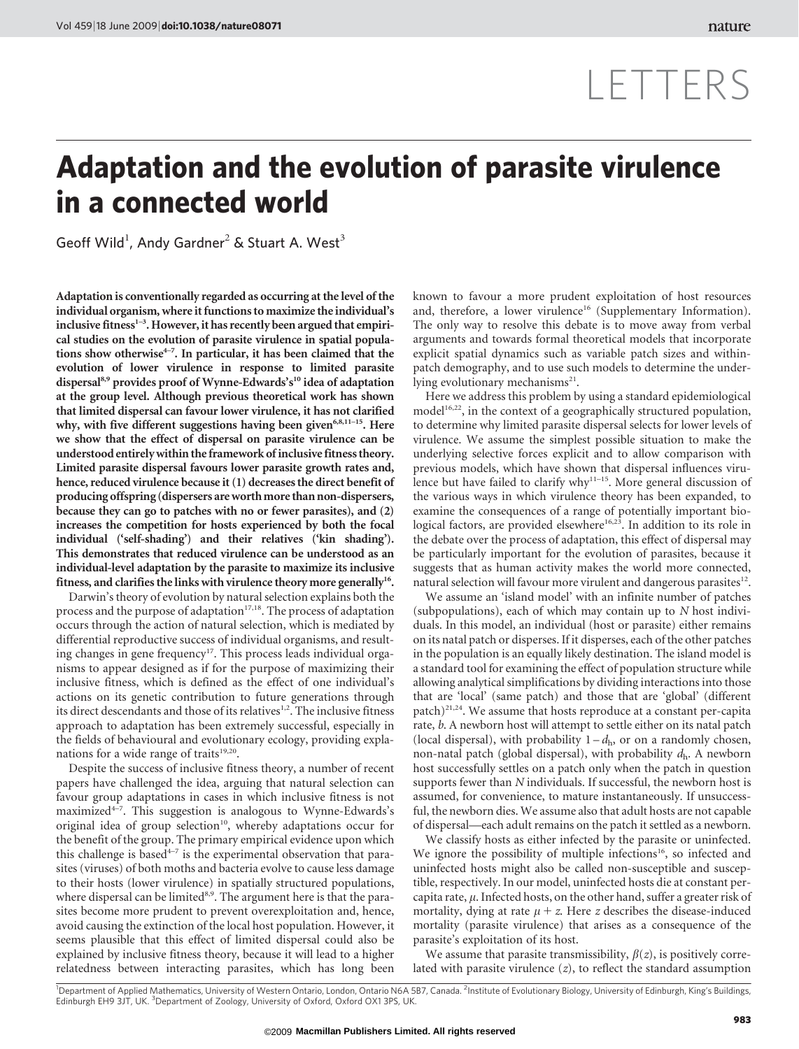LETTERS

# Adaptation and the evolution of parasite virulence in a connected world

Geoff Wild[1], Andy Gardner[2] & Stuart A. West[3]

**Adaptation is conventionally regarded as occurring at the level of the individual organism, where it functions to maximize the individual's inclusive fitness[1–3]. However, it has recently been argued that empirical studies on the evolution of parasite virulence in spatial populations show otherwise[4–7]. In particular, it has been claimed that the evolution of lower virulence in response to limited parasite dispersal[8,9] provides proof of Wynne-Edwards's[10] idea of adaptation at the group level. Although previous theoretical work has shown that limited dispersal can favour lower virulence, it has not clarified why, with five different suggestions having been given[6,8,11–15]. Here we show that the effect of dispersal on parasite virulence can be understood entirely within the framework of inclusive fitness theory. Limited parasite dispersal favours lower parasite growth rates and, hence, reduced virulence because it (1) decreases the direct benefit of producing offspring (dispersers are worth more than non-dispersers, because they can go to patches with no or fewer parasites), and (2) increases the competition for hosts experienced by both the focal individual ('self-shading') and their relatives ('kin shading'). This demonstrates that reduced virulence can be understood as an individual-level adaptation by the parasite to maximize its inclusive fitness, and clarifies the links with virulence theory more generally[16].**

Darwin's theory of evolution by natural selection explains both the process and the purpose of adaptation[17,18]. The process of adaptation occurs through the action of natural selection, which is mediated by differential reproductive success of individual organisms, and resulting changes in gene frequency[17]. This process leads individual organisms to appear designed as if for the purpose of maximizing their inclusive fitness, which is defined as the effect of one individual's actions on its genetic contribution to future generations through its direct descendants and those of its relatives[1,2]. The inclusive fitness approach to adaptation has been extremely successful, especially in the fields of behavioural and evolutionary ecology, providing explanations for a wide range of traits[19,20].

Despite the success of inclusive fitness theory, a number of recent papers have challenged the idea, arguing that natural selection can favour group adaptations in cases in which inclusive fitness is not maximized[4–7]. This suggestion is analogous to Wynne-Edwards's original idea of group selection[10], whereby adaptations occur for the benefit of the group. The primary empirical evidence upon which this challenge is based[4–7] is the experimental observation that parasites (viruses) of both moths and bacteria evolve to cause less damage to their hosts (lower virulence) in spatially structured populations, where dispersal can be limited[8,9]. The argument here is that the parasites become more prudent to prevent overexploitation and, hence, avoid causing the extinction of the local host population. However, it seems plausible that this effect of limited dispersal could also be explained by inclusive fitness theory, because it will lead to a higher relatedness between interacting parasites, which has long been known to favour a more prudent exploitation of host resources and, therefore, a lower virulence[16] (Supplementary Information). The only way to resolve this debate is to move away from verbal arguments and towards formal theoretical models that incorporate explicit spatial dynamics such as variable patch sizes and within-patch demography, and to use such models to determine the underlying evolutionary mechanisms[21].

Here we address this problem by using a standard epidemiological model[16,22], in the context of a geographically structured population, to determine why limited parasite dispersal selects for lower levels of virulence. We assume the simplest possible situation to make the underlying selective forces explicit and to allow comparison with previous models, which have shown that dispersal influences virulence but have failed to clarify why[11–15]. More general discussion of the various ways in which virulence theory has been expanded, to examine the consequences of a range of potentially important biological factors, are provided elsewhere[16,23]. In addition to its role in the debate over the process of adaptation, this effect of dispersal may be particularly important for the evolution of parasites, because it suggests that as human activity makes the world more connected, natural selection will favour more virulent and dangerous parasites[12].

We assume an 'island model' with an infinite number of patches (subpopulations), each of which may contain up to $N$ host individuals. In this model, an individual (host or parasite) either remains on its natal patch or disperses. If it disperses, each of the other patches in the population is an equally likely destination. The island model is a standard tool for examining the effect of population structure while allowing analytical simplifications by dividing interactions into those that are 'local' (same patch) and those that are 'global' (different patch)[21,24]. We assume that hosts reproduce at a constant per-capita rate, $b$. A newborn host will attempt to settle either on its natal patch (local dispersal), with probability $1 - d_h$, or on a randomly chosen, non-natal patch (global dispersal), with probability $d_h$. A newborn host successfully settles on a patch only when the patch in question supports fewer than $N$ individuals. If successful, the newborn host is assumed, for convenience, to mature instantaneously. If unsuccessful, the newborn dies. We assume also that adult hosts are not capable of dispersal—each adult remains on the patch it settled as a newborn.

We classify hosts as either infected by the parasite or uninfected. We ignore the possibility of multiple infections[16], so infected and uninfected hosts might also be called non-susceptible and susceptible, respectively. In our model, uninfected hosts die at constant per-capita rate, $\mu$. Infected hosts, on the other hand, suffer a greater risk of mortality, dying at rate $\mu + z$. Here $z$ describes the disease-induced mortality (parasite virulence) that arises as a consequence of the parasite's exploitation of its host.

We assume that parasite transmissibility, $\beta(z)$, is positively correlated with parasite virulence ($z$), to reflect the standard assumption

[1]Department of Applied Mathematics, University of Western Ontario, London, Ontario N6A 5B7, Canada. [2]Institute of Evolutionary Biology, University of Edinburgh, King's Buildings, Edinburgh EH9 3JT, UK. [3]Department of Zoology, University of Oxford, Oxford OX1 3PS, UK.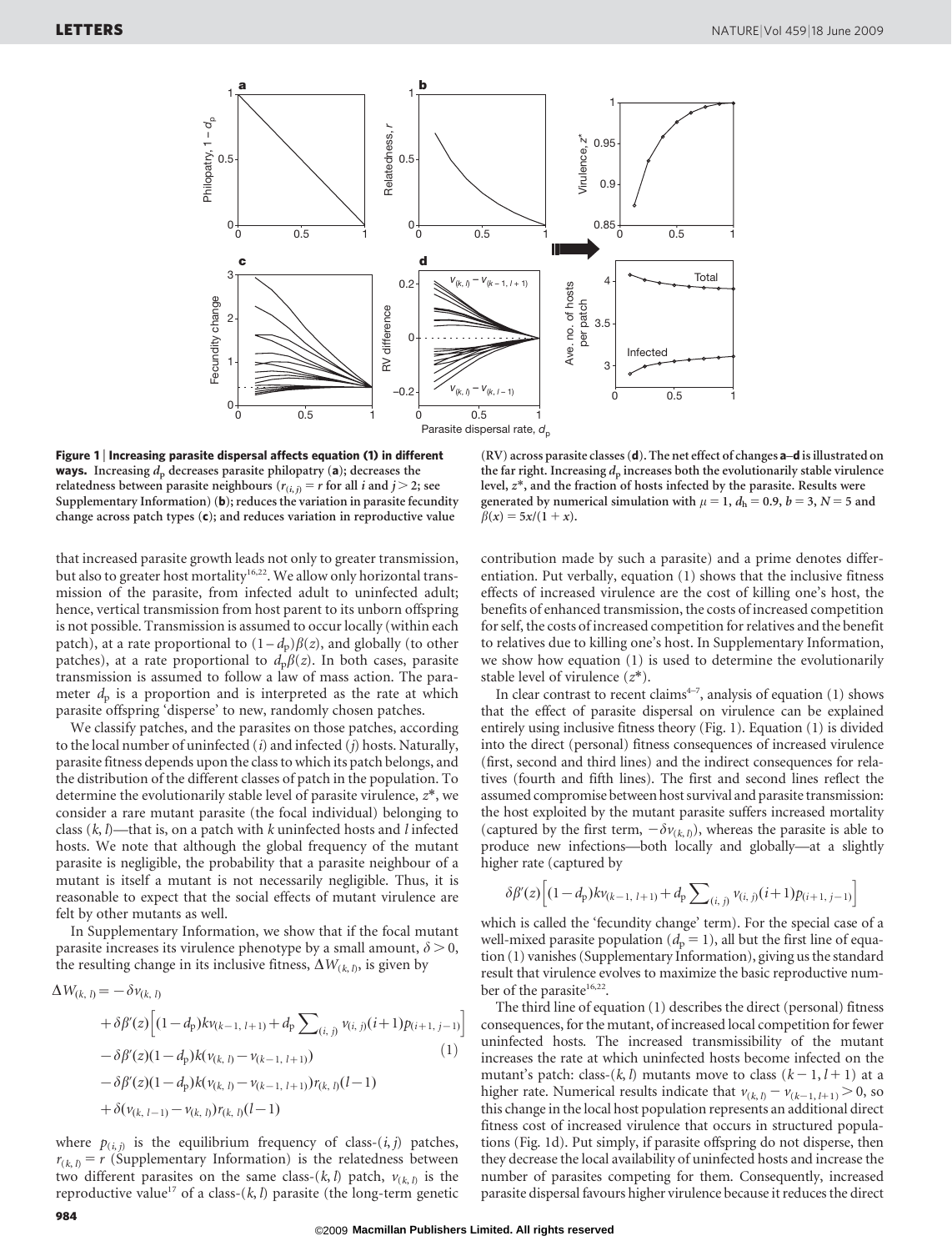**Figure 1 | Increasing parasite dispersal affects equation (1) in different ways.** Increasing $d_p$ decreases parasite philopatry (**a**); decreases the relatedness between parasite neighbours ($r_{(i,j)} = r$ for all $i$ and $j > 2$; see Supplementary Information) (**b**); reduces the variation in parasite fecundity change across patch types (**c**); and reduces variation in reproductive value (RV) across parasite classes (**d**). The net effect of changes **a**–**d** is illustrated on the far right. Increasing $d_p$ increases both the evolutionarily stable virulence level, $z^*$, and the fraction of hosts infected by the parasite. Results were generated by numerical simulation with $\mu = 1$, $d_h = 0.9$, $b = 3$, $N = 5$ and $\beta(x) = 5x/(1 + x)$.

that increased parasite growth leads not only to greater transmission, but also to greater host mortality[16,22]. We allow only horizontal transmission of the parasite, from infected adult to uninfected adult; hence, vertical transmission from host parent to its unborn offspring is not possible. Transmission is assumed to occur locally (within each patch), at a rate proportional to $(1-d_p)\beta(z)$, and globally (to other patches), at a rate proportional to $d_p\beta(z)$. In both cases, parasite transmission is assumed to follow a law of mass action. The parameter $d_p$ is a proportion and is interpreted as the rate at which parasite offspring 'disperse' to new, randomly chosen patches.

We classify patches, and the parasites on those patches, according to the local number of uninfected ($i$) and infected ($j$) hosts. Naturally, parasite fitness depends upon the class to which its patch belongs, and the distribution of the different classes of patch in the population. To determine the evolutionarily stable level of parasite virulence, $z^*$, we consider a rare mutant parasite (the focal individual) belonging to class $(k, l)$—that is, on a patch with $k$ uninfected hosts and $l$ infected hosts. We note that although the global frequency of the mutant parasite is negligible, the probability that a parasite neighbour of a mutant is itself a mutant is not necessarily negligible. Thus, it is reasonable to expect that the social effects of mutant virulence are felt by other mutants as well.

In Supplementary Information, we show that if the focal mutant parasite increases its virulence phenotype by a small amount, $\delta > 0$, the resulting change in its inclusive fitness, $\Delta W_{(k,l)}$, is given by

$$\begin{aligned}
\Delta W_{(k,\,l)} = & -\delta v_{(k,\,l)} \\
& + \delta\beta'(z)\Big[(1-d_p)kv_{(k-1,\,l+1)} + d_p \sum\nolimits_{(i,\,j)} v_{(i,\,j)}(i+1)p_{(i+1,\,j-1)}\Big] \\
& - \delta\beta'(z)(1-d_p)k(v_{(k,\,l)} - v_{(k-1,\,l+1)}) \qquad\qquad (1)\\
& - \delta\beta'(z)(1-d_p)k(v_{(k,\,l)} - v_{(k-1,\,l+1)})r_{(k,\,l)}(l-1) \\
& + \delta(v_{(k,\,l-1)} - v_{(k,\,l)})r_{(k,\,l)}(l-1)
\end{aligned}$$

where $p_{(i,j)}$ is the equilibrium frequency of class-$(i,j)$ patches, $r_{(k,l)} = r$ (Supplementary Information) is the relatedness between two different parasites on the same class-$(k,l)$ patch, $v_{(k,l)}$ is the reproductive value[17] of a class-$(k,l)$ parasite (the long-term genetic contribution made by such a parasite) and a prime denotes differentiation. Put verbally, equation (1) shows that the inclusive fitness effects of increased virulence are the cost of killing one's host, the benefits of enhanced transmission, the costs of increased competition for self, the costs of increased competition for relatives and the benefit to relatives due to killing one's host. In Supplementary Information, we show how equation (1) is used to determine the evolutionarily stable level of virulence ($z^*$).

In clear contrast to recent claims[4–7], analysis of equation (1) shows that the effect of parasite dispersal on virulence can be explained entirely using inclusive fitness theory (Fig. 1). Equation (1) is divided into the direct (personal) fitness consequences of increased virulence (first, second and third lines) and the indirect consequences for relatives (fourth and fifth lines). The first and second lines reflect the assumed compromise between host survival and parasite transmission: the host exploited by the mutant parasite suffers increased mortality (captured by the first term, $-\delta v_{(k,l)}$), whereas the parasite is able to produce new infections—both locally and globally—at a slightly higher rate (captured by

$$\delta\beta'(z)\Big[(1-d_p)kv_{(k-1,\,l+1)} + d_p \sum\nolimits_{(i,\,j)} v_{(i,\,j)}(i+1)p_{(i+1,\,j-1)}\Big]$$

which is called the 'fecundity change' term). For the special case of a well-mixed parasite population ($d_p = 1$), all but the first line of equation (1) vanishes (Supplementary Information), giving us the standard result that virulence evolves to maximize the basic reproductive number of the parasite[16,22].

The third line of equation (1) describes the direct (personal) fitness consequences, for the mutant, of increased local competition for fewer uninfected hosts. The increased transmissibility of the mutant increases the rate at which uninfected hosts become infected on the mutant's patch: class-$(k,l)$ mutants move to class $(k-1, l+1)$ at a higher rate. Numerical results indicate that $v_{(k,l)} - v_{(k-1,l+1)} > 0$, so this change in the local host population represents an additional direct fitness cost of increased virulence that occurs in structured populations (Fig. 1d). Put simply, if parasite offspring do not disperse, then they decrease the local availability of uninfected hosts and increase the number of parasites competing for them. Consequently, increased parasite dispersal favours higher virulence because it reduces the direct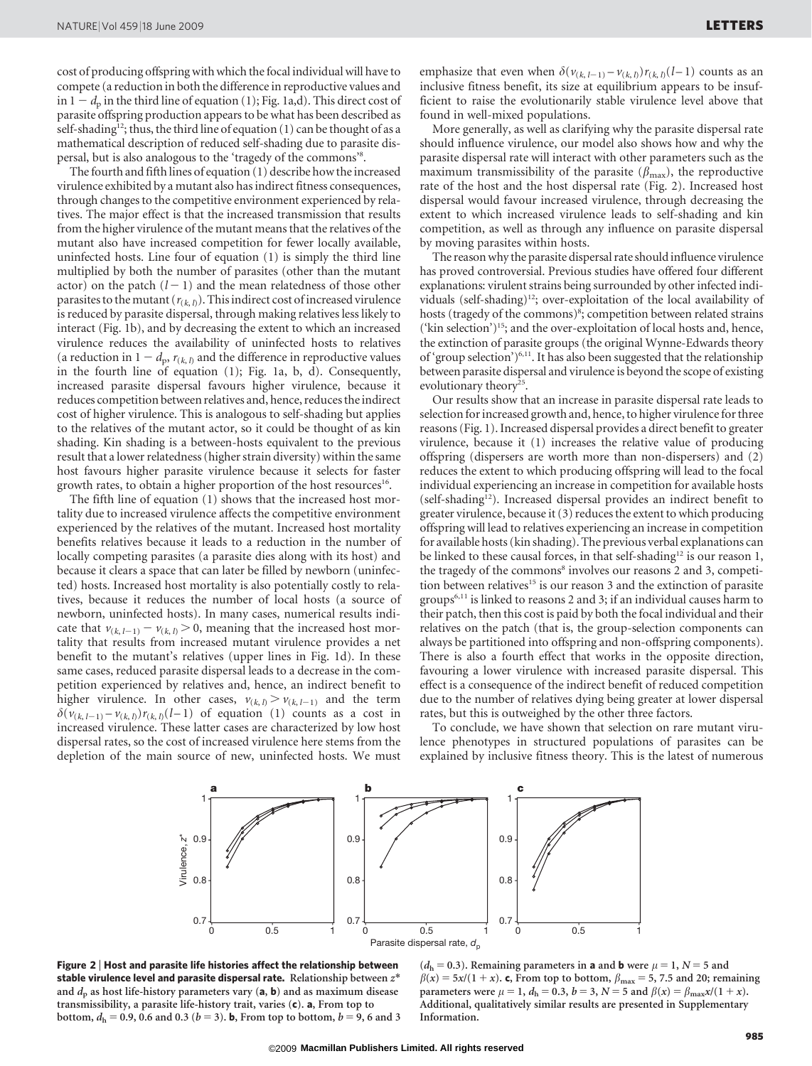cost of producing offspring with which the focal individual will have to compete (a reduction in both the difference in reproductive values and in $1 - d_p$ in the third line of equation (1); Fig. 1a,d). This direct cost of parasite offspring production appears to be what has been described as self-shading[12]; thus, the third line of equation (1) can be thought of as a mathematical description of reduced self-shading due to parasite dispersal, but is also analogous to the 'tragedy of the commons'[8].

The fourth and fifth lines of equation (1) describe how the increased virulence exhibited by a mutant also has indirect fitness consequences, through changes to the competitive environment experienced by relatives. The major effect is that the increased transmission that results from the higher virulence of the mutant means that the relatives of the mutant also have increased competition for fewer locally available, uninfected hosts. Line four of equation (1) is simply the third line multiplied by both the number of parasites (other than the mutant actor) on the patch $(l-1)$ and the mean relatedness of those other parasites to the mutant $(r_{(k,l)})$. This indirect cost of increased virulence is reduced by parasite dispersal, through making relatives less likely to interact (Fig. 1b), and by decreasing the extent to which an increased virulence reduces the availability of uninfected hosts to relatives (a reduction in $1 - d_p$, $r_{(k,l)}$ and the difference in reproductive values in the fourth line of equation (1); Fig. 1a, b, d). Consequently, increased parasite dispersal favours higher virulence, because it reduces competition between relatives and, hence, reduces the indirect cost of higher virulence. This is analogous to self-shading but applies to the relatives of the mutant actor, so it could be thought of as kin shading. Kin shading is a between-hosts equivalent to the previous result that a lower relatedness (higher strain diversity) within the same host favours higher parasite virulence because it selects for faster growth rates, to obtain a higher proportion of the host resources[16].

The fifth line of equation (1) shows that the increased host mortality due to increased virulence affects the competitive environment experienced by the relatives of the mutant. Increased host mortality benefits relatives because it leads to a reduction in the number of locally competing parasites (a parasite dies along with its host) and because it clears a space that can later be filled by newborn (uninfected) hosts. Increased host mortality is also potentially costly to relatives, because it reduces the number of local hosts (a source of newborn, uninfected hosts). In many cases, numerical results indicate that $v_{(k,l-1)} - v_{(k,l)} > 0$, meaning that the increased host mortality that results from increased mutant virulence provides a net benefit to the mutant's relatives (upper lines in Fig. 1d). In these same cases, reduced parasite dispersal leads to a decrease in the competition experienced by relatives and, hence, an indirect benefit to higher virulence. In other cases, $v_{(k,l)} > v_{(k,l-1)}$ and the term $\delta(v_{(k,l-1)} - v_{(k,l)})r_{(k,l)}(l-1)$ of equation (1) counts as a cost in increased virulence. These latter cases are characterized by low host dispersal rates, so the cost of increased virulence here stems from the depletion of the main source of new, uninfected hosts. We must emphasize that even when $\delta(v_{(k,l-1)} - v_{(k,l)})r_{(k,l)}(l-1)$ counts as an inclusive fitness benefit, its size at equilibrium appears to be insufficient to raise the evolutionarily stable virulence level above that found in well-mixed populations.

More generally, as well as clarifying why the parasite dispersal rate should influence virulence, our model also shows how and why the parasite dispersal rate will interact with other parameters such as the maximum transmissibility of the parasite ($\beta_{max}$), the reproductive rate of the host and the host dispersal rate (Fig. 2). Increased host dispersal would favour increased virulence, through decreasing the extent to which increased virulence leads to self-shading and kin competition, as well as through any influence on parasite dispersal by moving parasites within hosts.

The reason why the parasite dispersal rate should influence virulence has proved controversial. Previous studies have offered four different explanations: virulent strains being surrounded by other infected individuals (self-shading)[12]; over-exploitation of the local availability of hosts (tragedy of the commons)[8]; competition between related strains ('kin selection')[15]; and the over-exploitation of local hosts and, hence, the extinction of parasite groups (the original Wynne-Edwards theory of 'group selection')[6,11]. It has also been suggested that the relationship between parasite dispersal and virulence is beyond the scope of existing evolutionary theory[25].

Our results show that an increase in parasite dispersal rate leads to selection for increased growth and, hence, to higher virulence for three reasons (Fig. 1). Increased dispersal provides a direct benefit to greater virulence, because it (1) increases the relative value of producing offspring (dispersers are worth more than non-dispersers) and (2) reduces the extent to which producing offspring will lead to the focal individual experiencing an increase in competition for available hosts (self-shading[12]). Increased dispersal provides an indirect benefit to greater virulence, because it (3) reduces the extent to which producing offspring will lead to relatives experiencing an increase in competition for available hosts (kin shading). The previous verbal explanations can be linked to these causal forces, in that self-shading[12] is our reason 1, the tragedy of the commons[8] involves our reasons 2 and 3, competition between relatives[15] is our reason 3 and the extinction of parasite groups[6,11] is linked to reasons 2 and 3; if an individual causes harm to their patch, then this cost is paid by both the focal individual and their relatives on the patch (that is, the group-selection components can always be partitioned into offspring and non-offspring components). There is also a fourth effect that works in the opposite direction, favouring a lower virulence with increased parasite dispersal. This effect is a consequence of the indirect benefit of reduced competition due to the number of relatives dying being greater at lower dispersal rates, but this is outweighed by the other three factors.

To conclude, we have shown that selection on rare mutant virulence phenotypes in structured populations of parasites can be explained by inclusive fitness theory. This is the latest of numerous

**Figure 2 | Host and parasite life histories affect the relationship between stable virulence level and parasite dispersal rate.** Relationship between $z^*$ and $d_p$ as host life-history parameters vary (**a**, **b**) and as maximum disease transmissibility, a parasite life-history trait, varies (**c**). **a**, From top to bottom, $d_h = 0.9$, 0.6 and 0.3 ($b = 3$). **b**, From top to bottom, $b = 9$, 6 and 3 ($d_h = 0.3$). Remaining parameters in **a** and **b** were $\mu = 1$, $N = 5$ and $\beta(x) = 5x/(1 + x)$. **c**, From top to bottom, $\beta_{max} = 5$, 7.5 and 20; remaining parameters were $\mu = 1$, $d_h = 0.3$, $b = 3$, $N = 5$ and $\beta(x) = \beta_{max}x/(1 + x)$. Additional, qualitatively similar results are presented in Supplementary Information.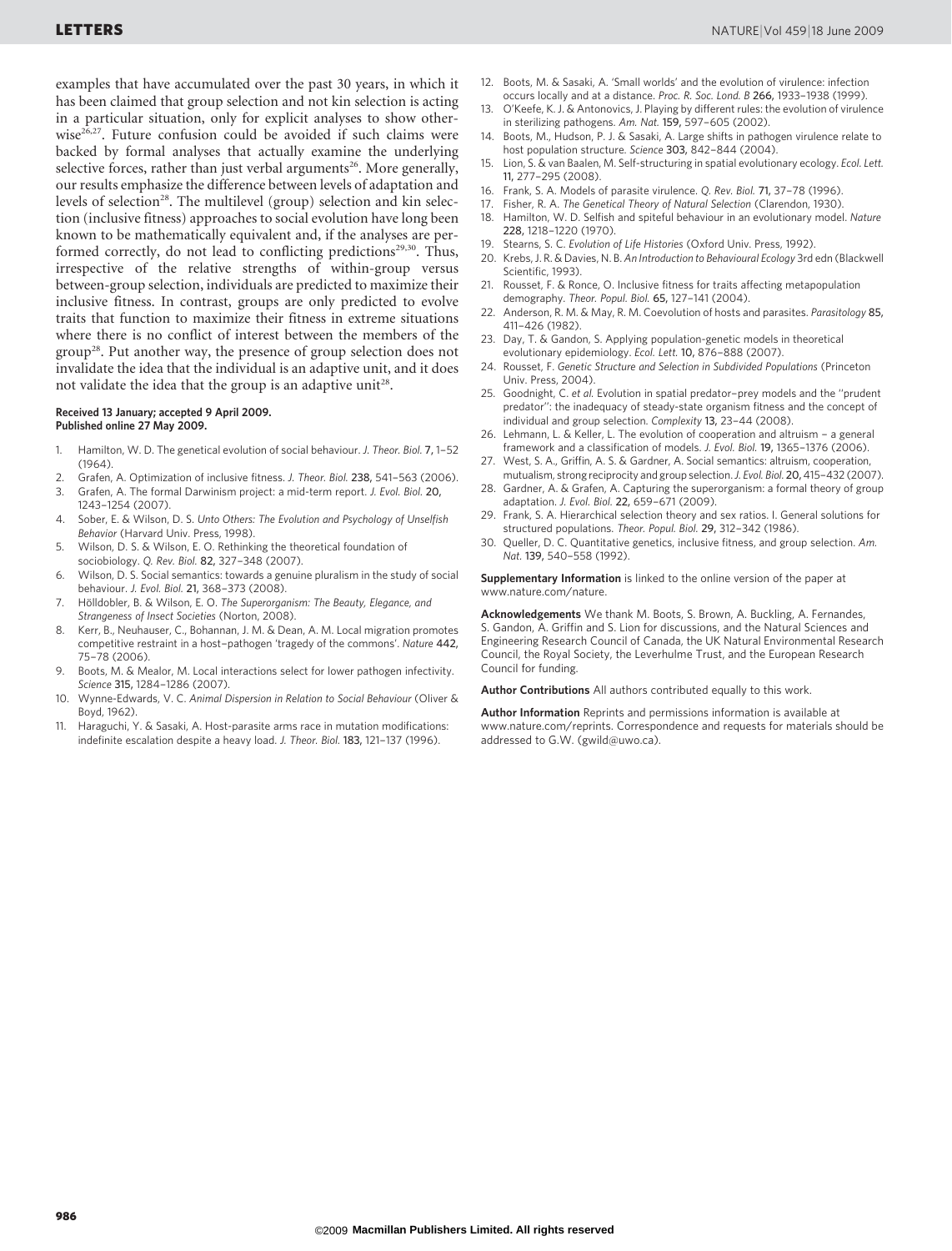examples that have accumulated over the past 30 years, in which it has been claimed that group selection and not kin selection is acting in a particular situation, only for explicit analyses to show otherwise[26,27]. Future confusion could be avoided if such claims were backed by formal analyses that actually examine the underlying selective forces, rather than just verbal arguments[26]. More generally, our results emphasize the difference between levels of adaptation and levels of selection[28]. The multilevel (group) selection and kin selection (inclusive fitness) approaches to social evolution have long been known to be mathematically equivalent and, if the analyses are performed correctly, do not lead to conflicting predictions[29,30]. Thus, irrespective of the relative strengths of within-group versus between-group selection, individuals are predicted to maximize their inclusive fitness. In contrast, groups are only predicted to evolve traits that function to maximize their fitness in extreme situations where there is no conflict of interest between the members of the group[28]. Put another way, the presence of group selection does not invalidate the idea that the individual is an adaptive unit, and it does not validate the idea that the group is an adaptive unit[28].

**Received 13 January; accepted 9 April 2009.**
**Published online 27 May 2009.**

1. Hamilton, W. D. The genetical evolution of social behaviour. *J. Theor. Biol.* **7,** 1–52 (1964).
2. Grafen, A. Optimization of inclusive fitness. *J. Theor. Biol.* **238,** 541–563 (2006).
3. Grafen, A. The formal Darwinism project: a mid-term report. *J. Evol. Biol.* **20,** 1243–1254 (2007).
4. Sober, E. & Wilson, D. S. *Unto Others: The Evolution and Psychology of Unselfish Behavior* (Harvard Univ. Press, 1998).
5. Wilson, D. S. & Wilson, E. O. Rethinking the theoretical foundation of sociobiology. *Q. Rev. Biol.* **82,** 327–348 (2007).
6. Wilson, D. S. Social semantics: towards a genuine pluralism in the study of social behaviour. *J. Evol. Biol.* **21,** 368–373 (2008).
7. Hölldobler, B. & Wilson, E. O. *The Superorganism: The Beauty, Elegance, and Strangeness of Insect Societies* (Norton, 2008).
8. Kerr, B., Neuhauser, C., Bohannan, J. M. & Dean, A. M. Local migration promotes competitive restraint in a host–pathogen 'tragedy of the commons'. *Nature* **442,** 75–78 (2006).
9. Boots, M. & Mealor, M. Local interactions select for lower pathogen infectivity. *Science* **315,** 1284–1286 (2007).
10. Wynne-Edwards, V. C. *Animal Dispersion in Relation to Social Behaviour* (Oliver & Boyd, 1962).
11. Haraguchi, Y. & Sasaki, A. Host-parasite arms race in mutation modifications: indefinite escalation despite a heavy load. *J. Theor. Biol.* **183,** 121–137 (1996).
12. Boots, M. & Sasaki, A. 'Small worlds' and the evolution of virulence: infection occurs locally and at a distance. *Proc. R. Soc. Lond. B* **266,** 1933–1938 (1999).
13. O'Keefe, K. J. & Antonovics, J. Playing by different rules: the evolution of virulence in sterilizing pathogens. *Am. Nat.* **159,** 597–605 (2002).
14. Boots, M., Hudson, P. J. & Sasaki, A. Large shifts in pathogen virulence relate to host population structure. *Science* **303,** 842–844 (2004).
15. Lion, S. & van Baalen, M. Self-structuring in spatial evolutionary ecology. *Ecol. Lett.* **11,** 277–295 (2008).
16. Frank, S. A. Models of parasite virulence. *Q. Rev. Biol.* **71,** 37–78 (1996).
17. Fisher, R. A. *The Genetical Theory of Natural Selection* (Clarendon, 1930).
18. Hamilton, W. D. Selfish and spiteful behaviour in an evolutionary model. *Nature* **228,** 1218–1220 (1970).
19. Stearns, S. C. *Evolution of Life Histories* (Oxford Univ. Press, 1992).
20. Krebs, J. R. & Davies, N. B. *An Introduction to Behavioural Ecology* 3rd edn (Blackwell Scientific, 1993).
21. Rousset, F. & Ronce, O. Inclusive fitness for traits affecting metapopulation demography. *Theor. Popul. Biol.* **65,** 127–141 (2004).
22. Anderson, R. M. & May, R. M. Coevolution of hosts and parasites. *Parasitology* **85,** 411–426 (1982).
23. Day, T. & Gandon, S. Applying population-genetic models in theoretical evolutionary epidemiology. *Ecol. Lett.* **10,** 876–888 (2007).
24. Rousset, F. *Genetic Structure and Selection in Subdivided Populations* (Princeton Univ. Press, 2004).
25. Goodnight, C. *et al.* Evolution in spatial predator–prey models and the "prudent predator": the inadequacy of steady-state organism fitness and the concept of individual and group selection. *Complexity* **13,** 23–44 (2008).
26. Lehmann, L. & Keller, L. The evolution of cooperation and altruism – a general framework and a classification of models. *J. Evol. Biol.* **19,** 1365–1376 (2006).
27. West, S. A., Griffin, A. S. & Gardner, A. Social semantics: altruism, cooperation, mutualism, strong reciprocity and group selection. *J. Evol. Biol.* **20,** 415–432 (2007).
28. Gardner, A. & Grafen, A. Capturing the superorganism: a formal theory of group adaptation. *J. Evol. Biol.* **22,** 659–671 (2009).
29. Frank, S. A. Hierarchical selection theory and sex ratios. I. General solutions for structured populations. *Theor. Popul. Biol.* **29,** 312–342 (1986).
30. Queller, D. C. Quantitative genetics, inclusive fitness, and group selection. *Am. Nat.* **139,** 540–558 (1992).

**Supplementary Information** is linked to the online version of the paper at www.nature.com/nature.

**Acknowledgements** We thank M. Boots, S. Brown, A. Buckling, A. Fernandes, S. Gandon, A. Griffin and S. Lion for discussions, and the Natural Sciences and Engineering Research Council of Canada, the UK Natural Environmental Research Council, the Royal Society, the Leverhulme Trust, and the European Research Council for funding.

**Author Contributions** All authors contributed equally to this work.

**Author Information** Reprints and permissions information is available at www.nature.com/reprints. Correspondence and requests for materials should be addressed to G.W. (gwild@uwo.ca).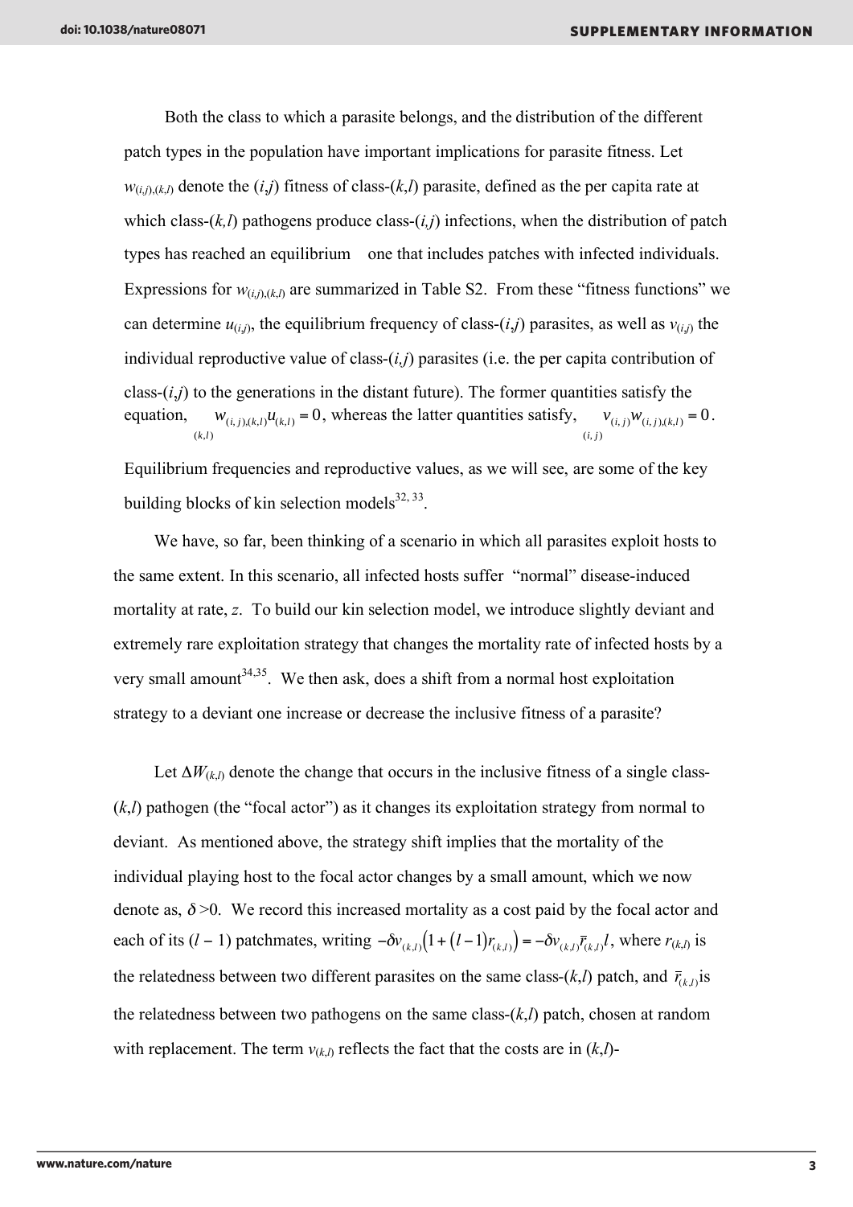Both the class to which a parasite belongs, and the distribution of the different patch types in the population have important implications for parasite fitness. Let $w_{(i,j),(k,l)}$ denote the $(i,j)$ fitness of class-$(k,l)$ parasite, defined as the per capita rate at which class-$(k,l)$ pathogens produce class-$(i,j)$ infections, when the distribution of patch types has reached an equilibrium one that includes patches with infected individuals. Expressions for $w_{(i,j),(k,l)}$ are summarized in Table S2. From these "fitness functions" we can determine $u_{(i,j)}$, the equilibrium frequency of class-$(i,j)$ parasites, as well as $v_{(i,j)}$ the individual reproductive value of class-$(i,j)$ parasites (i.e. the per capita contribution of class-$(i,j)$ to the generations in the distant future). The former quantities satisfy the equation, $\sum_{(k,l)} w_{(i,j),(k,l)} u_{(k,l)} = 0$, whereas the latter quantities satisfy, $\sum_{(i,j)} v_{(i,j)} w_{(i,j),(k,l)} = 0$.

Equilibrium frequencies and reproductive values, as we will see, are some of the key building blocks of kin selection models[32, 33].

We have, so far, been thinking of a scenario in which all parasites exploit hosts to the same extent. In this scenario, all infected hosts suffer "normal" disease-induced mortality at rate, $z$. To build our kin selection model, we introduce slightly deviant and extremely rare exploitation strategy that changes the mortality rate of infected hosts by a very small amount[34,35]. We then ask, does a shift from a normal host exploitation strategy to a deviant one increase or decrease the inclusive fitness of a parasite?

Let $\Delta W_{(k,l)}$ denote the change that occurs in the inclusive fitness of a single class-$(k,l)$ pathogen (the "focal actor") as it changes its exploitation strategy from normal to deviant. As mentioned above, the strategy shift implies that the mortality of the individual playing host to the focal actor changes by a small amount, which we now denote as, $\delta > 0$. We record this increased mortality as a cost paid by the focal actor and each of its $(l - 1)$ patchmates, writing $-\delta v_{(k,l)}\left(1 + (l-1) r_{(k,l)}\right) = -\delta v_{(k,l)} \bar{r}_{(k,l)} l$, where $r_{(k,l)}$ is the relatedness between two different parasites on the same class-$(k,l)$ patch, and $\bar{r}_{(k,l)}$ is the relatedness between two pathogens on the same class-$(k,l)$ patch, chosen at random with replacement. The term $v_{(k,l)}$ reflects the fact that the costs are in $(k,l)$-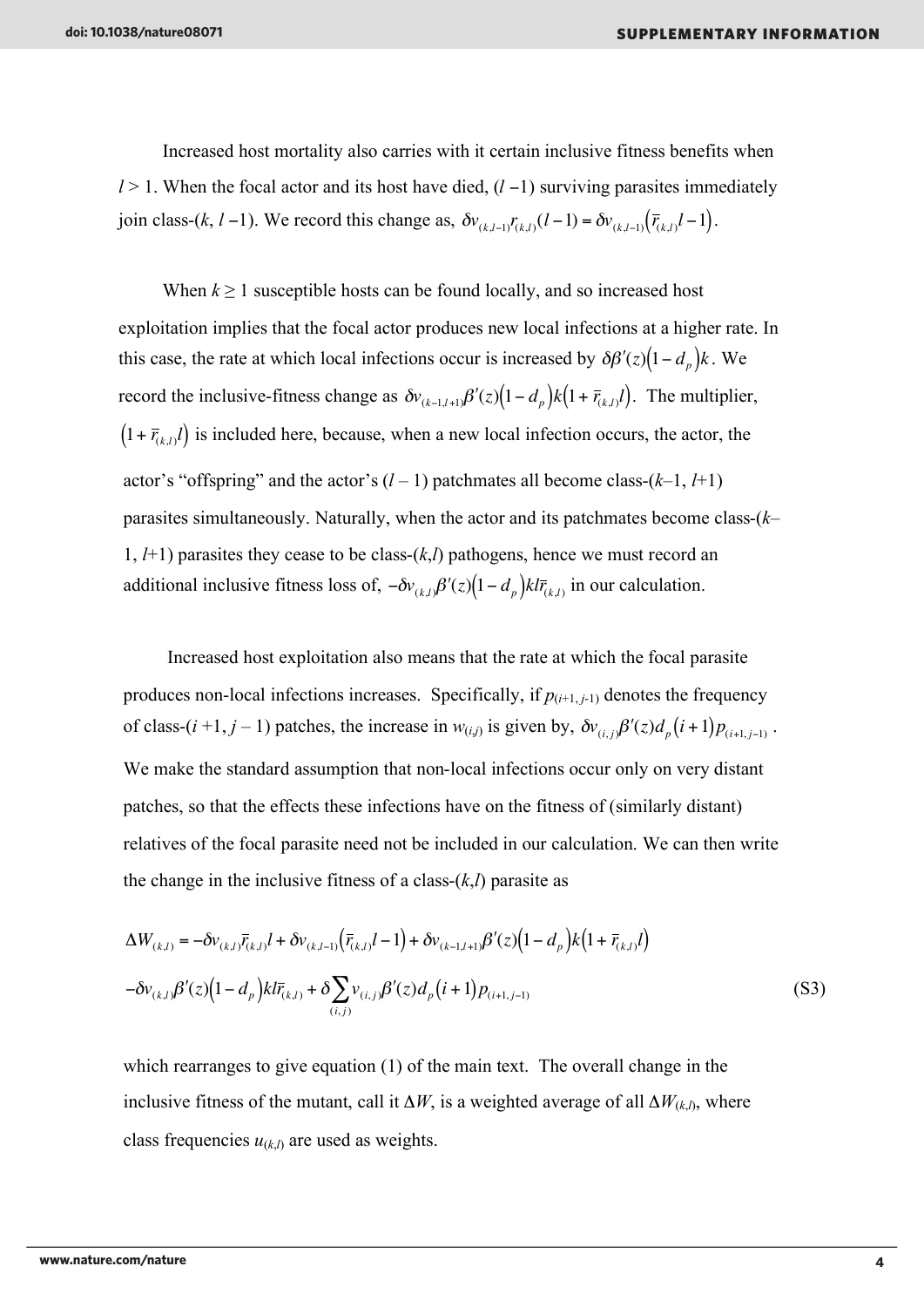Increased host mortality also carries with it certain inclusive fitness benefits when $l > 1$. When the focal actor and its host have died, $(l-1)$ surviving parasites immediately join class-$(k, l-1)$. We record this change as, $\delta v_{(k,l-1)} r_{(k,l)} (l-1) = \delta v_{(k,l-1)} \left(\bar{r}_{(k,l)} l - 1\right)$.

When $k \geq 1$ susceptible hosts can be found locally, and so increased host exploitation implies that the focal actor produces new local infections at a higher rate. In this case, the rate at which local infections occur is increased by $\delta \beta'(z)\left(1-d_p\right)k$. We record the inclusive-fitness change as $\delta v_{(k-1,l+1)} \beta'(z)\left(1-d_p\right)k\left(1+\bar{r}_{(k,l)} l\right)$. The multiplier, $\left(1+\bar{r}_{(k,l)} l\right)$ is included here, because, when a new local infection occurs, the actor, the actor's "offspring" and the actor's $(l-1)$ patchmates all become class-$(k-1, l+1)$ parasites simultaneously. Naturally, when the actor and its patchmates become class-$(k-1, l+1)$ parasites they cease to be class-$(k,l)$ pathogens, hence we must record an additional inclusive fitness loss of, $-\delta v_{(k,l)} \beta'(z)\left(1-d_p\right)kl\bar{r}_{(k,l)}$ in our calculation.

Increased host exploitation also means that the rate at which the focal parasite produces non-local infections increases. Specifically, if $p_{(i+1,j-1)}$ denotes the frequency of class-$(i+1, j-1)$ patches, the increase in $w_{(i,j)}$ is given by, $\delta v_{(i,j)} \beta'(z) d_p \left(i+1\right) p_{(i+1,j-1)}$. We make the standard assumption that non-local infections occur only on very distant patches, so that the effects these infections have on the fitness of (similarly distant) relatives of the focal parasite need not be included in our calculation. We can then write the change in the inclusive fitness of a class-$(k,l)$ parasite as

$$
\begin{aligned}
\Delta W_{(k,l)} &= -\delta v_{(k,l)} \bar{r}_{(k,l)} l + \delta v_{(k,l-1)} \left(\bar{r}_{(k,l)} l - 1\right) + \delta v_{(k-1,l+1)} \beta'(z)\left(1-d_p\right)k\left(1+\bar{r}_{(k,l)} l\right) \\
&\quad -\delta v_{(k,l)} \beta'(z)\left(1-d_p\right)kl\bar{r}_{(k,l)} + \delta \sum_{(i,j)} v_{(i,j)} \beta'(z) d_p \left(i+1\right) p_{(i+1,j-1)}
\end{aligned}
\tag{S3}
$$

which rearranges to give equation (1) of the main text. The overall change in the inclusive fitness of the mutant, call it $\Delta W$, is a weighted average of all $\Delta W_{(k,l)}$, where class frequencies $u_{(k,l)}$ are used as weights.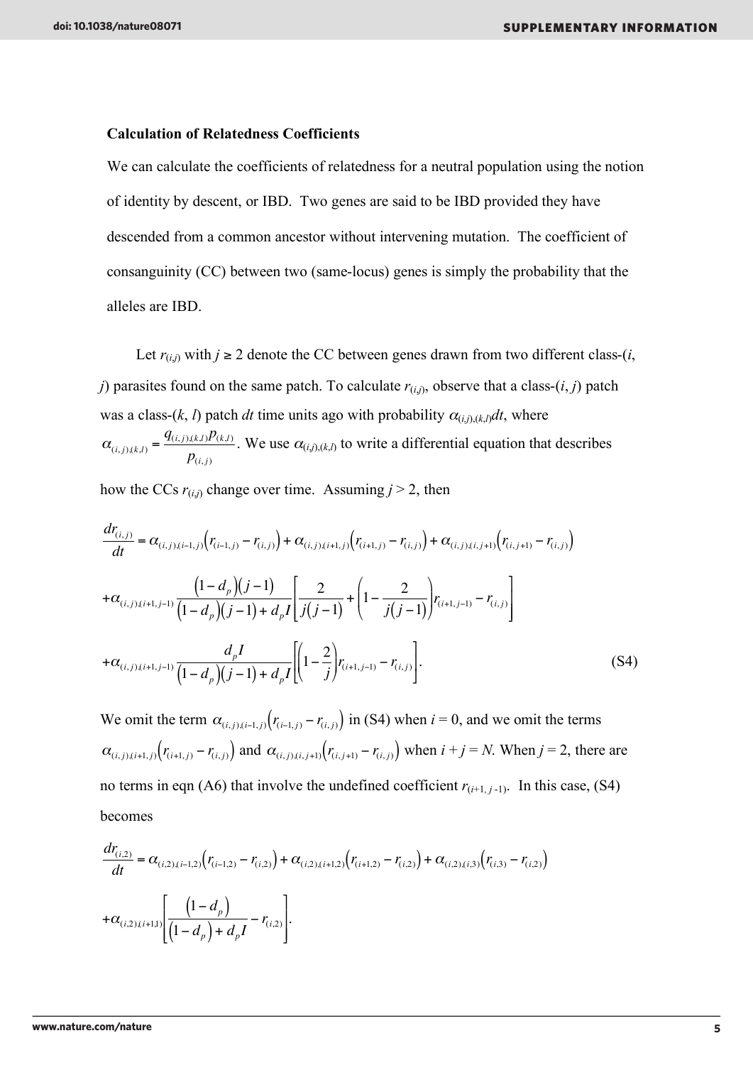**Calculation of Relatedness Coefficients**

We can calculate the coefficients of relatedness for a neutral population using the notion of identity by descent, or IBD. Two genes are said to be IBD provided they have descended from a common ancestor without intervening mutation. The coefficient of consanguinity (CC) between two (same-locus) genes is simply the probability that the alleles are IBD.

Let $r_{(i,j)}$ with $j \geq 2$ denote the CC between genes drawn from two different class-($i$, $j$) parasites found on the same patch. To calculate $r_{(i,j)}$, observe that a class-($i$, $j$) patch was a class-($k$, $l$) patch $dt$ time units ago with probability $\alpha_{(i,j),(k,l)}dt$, where $\alpha_{(i,j),(k,l)} = \frac{q_{(i,j),(k,l)}p_{(k,l)}}{p_{(i,j)}}$. We use $\alpha_{(i,j),(k,l)}$ to write a differential equation that describes how the CCs $r_{(i,j)}$ change over time. Assuming $j > 2$, then

$$
\begin{aligned}
\frac{dr_{(i,j)}}{dt} &= \alpha_{(i,j),(i-1,j)}\left(r_{(i-1,j)} - r_{(i,j)}\right) + \alpha_{(i,j),(i+1,j)}\left(r_{(i+1,j)} - r_{(i,j)}\right) + \alpha_{(i,j),(i,j+1)}\left(r_{(i,j+1)} - r_{(i,j)}\right) \\
&+ \alpha_{(i,j),(i+1,j-1)} \frac{\left(1-d_p\right)\left(j-1\right)}{\left(1-d_p\right)\left(j-1\right) + d_p I}\left[\frac{2}{j(j-1)} + \left(1 - \frac{2}{j(j-1)}\right) r_{(i+1,j-1)} - r_{(i,j)}\right] \\
&+ \alpha_{(i,j),(i+1,j-1)} \frac{d_p I}{\left(1-d_p\right)\left(j-1\right) + d_p I}\left[\left(1 - \frac{2}{j}\right) r_{(i+1,j-1)} - r_{(i,j)}\right]. \qquad \text{(S4)}
\end{aligned}
$$

We omit the term $\alpha_{(i,j),(i-1,j)}\left(r_{(i-1,j)} - r_{(i,j)}\right)$ in (S4) when $i = 0$, and we omit the terms $\alpha_{(i,j),(i+1,j)}\left(r_{(i+1,j)} - r_{(i,j)}\right)$ and $\alpha_{(i,j),(i,j+1)}\left(r_{(i,j+1)} - r_{(i,j)}\right)$ when $i + j = N$. When $j = 2$, there are no terms in eqn (A6) that involve the undefined coefficient $r_{(i+1,\, j-1)}$. In this case, (S4) becomes

$$
\begin{aligned}
\frac{dr_{(i,2)}}{dt} &= \alpha_{(i,2),(i-1,2)}\left(r_{(i-1,2)} - r_{(i,2)}\right) + \alpha_{(i,2),(i+1,2)}\left(r_{(i+1,2)} - r_{(i,2)}\right) + \alpha_{(i,2),(i,3)}\left(r_{(i,3)} - r_{(i,2)}\right) \\
&+ \alpha_{(i,2),(i+1,1)}\left[\frac{\left(1-d_p\right)}{\left(1-d_p\right) + d_p I} - r_{(i,2)}\right].
\end{aligned}
$$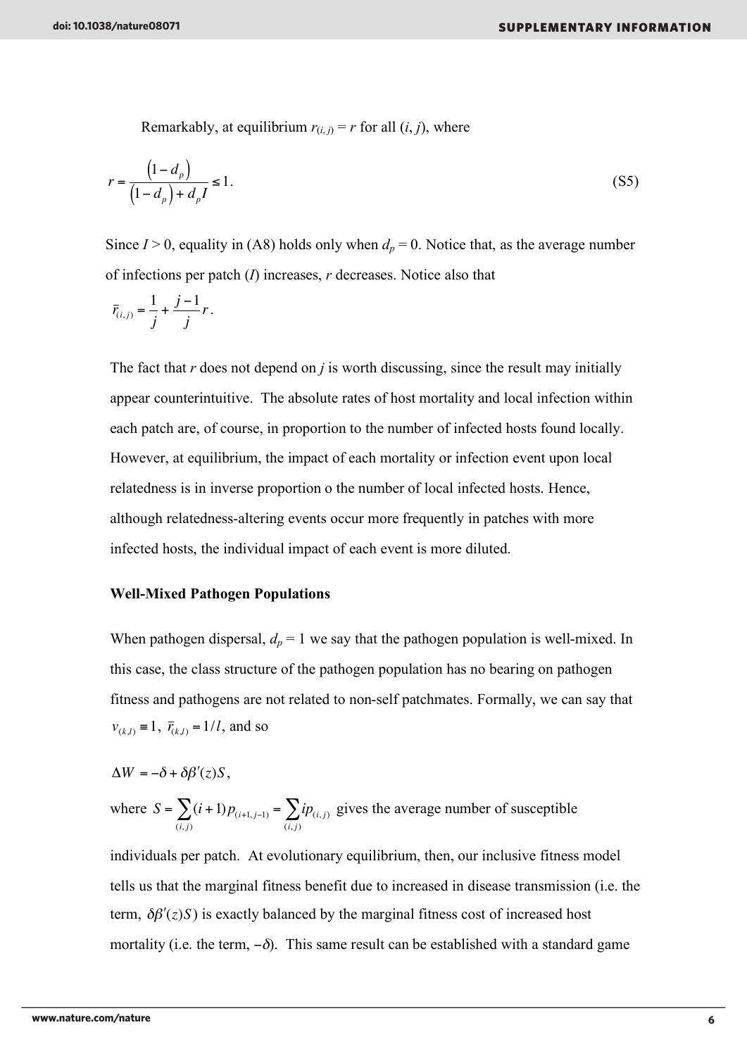Remarkably, at equilibrium $r_{(i,j)} = r$ for all $(i, j)$, where

$$r = \frac{\left(1-d_p\right)}{\left(1-d_p\right)+d_p I} \leq 1. \tag{S5}$$

Since $I > 0$, equality in (A8) holds only when $d_p = 0$. Notice that, as the average number of infections per patch ($I$) increases, $r$ decreases. Notice also that

$$\bar{r}_{(i,j)} = \frac{1}{j} + \frac{j-1}{j} r .$$

The fact that $r$ does not depend on $j$ is worth discussing, since the result may initially appear counterintuitive. The absolute rates of host mortality and local infection within each patch are, of course, in proportion to the number of infected hosts found locally. However, at equilibrium, the impact of each mortality or infection event upon local relatedness is in inverse proportion o the number of local infected hosts. Hence, although relatedness-altering events occur more frequently in patches with more infected hosts, the individual impact of each event is more diluted.

**Well-Mixed Pathogen Populations**

When pathogen dispersal, $d_p = 1$ we say that the pathogen population is well-mixed. In this case, the class structure of the pathogen population has no bearing on pathogen fitness and pathogens are not related to non-self patchmates. Formally, we can say that $v_{(k,l)} \equiv 1$, $\bar{r}_{(k,l)} = 1/l$, and so

$$\Delta W = -\delta + \delta\beta'(z)S,$$

where $S = \sum_{(i,j)} (i+1) p_{(i+1,j-1)} = \sum_{(i,j)} i p_{(i,j)}$ gives the average number of susceptible individuals per patch. At evolutionary equilibrium, then, our inclusive fitness model tells us that the marginal fitness benefit due to increased in disease transmission (i.e. the term, $\delta\beta'(z)S$) is exactly balanced by the marginal fitness cost of increased host mortality (i.e. the term, $-\delta$). This same result can be established with a standard game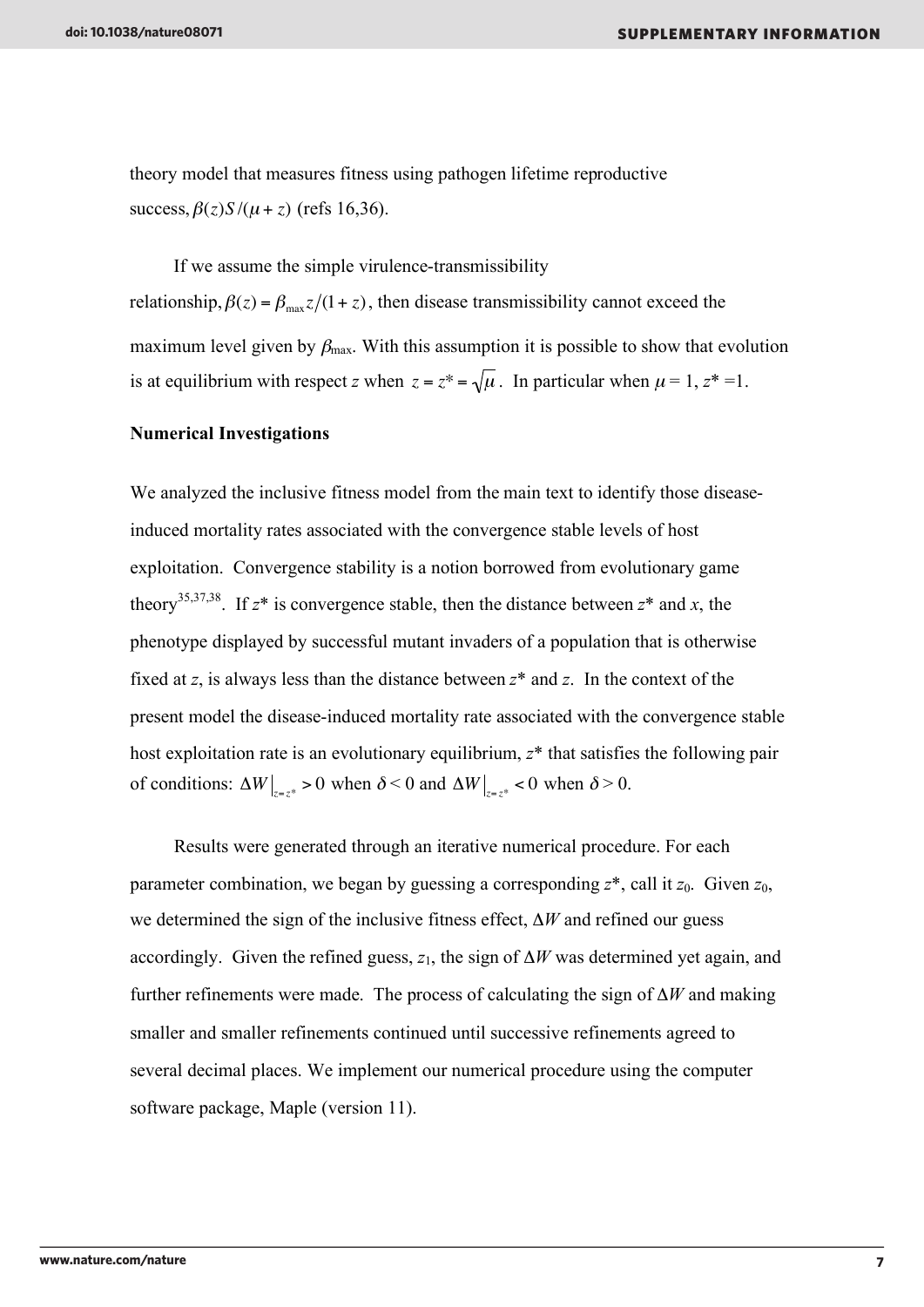theory model that measures fitness using pathogen lifetime reproductive success, $\beta(z)S/(\mu + z)$ (refs 16,36).

If we assume the simple virulence-transmissibility relationship, $\beta(z) = \beta_{\max} z/(1+z)$, then disease transmissibility cannot exceed the maximum level given by $\beta_{\max}$. With this assumption it is possible to show that evolution is at equilibrium with respect $z$ when $z = z^* = \sqrt{\mu}$. In particular when $\mu = 1$, $z^* = 1$.

**Numerical Investigations**

We analyzed the inclusive fitness model from the main text to identify those disease-induced mortality rates associated with the convergence stable levels of host exploitation. Convergence stability is a notion borrowed from evolutionary game theory[35,37,38]. If $z^*$ is convergence stable, then the distance between $z^*$ and $x$, the phenotype displayed by successful mutant invaders of a population that is otherwise fixed at $z$, is always less than the distance between $z^*$ and $z$. In the context of the present model the disease-induced mortality rate associated with the convergence stable host exploitation rate is an evolutionary equilibrium, $z^*$ that satisfies the following pair of conditions: $\Delta W\big|_{z=z^*} > 0$ when $\delta < 0$ and $\Delta W\big|_{z=z^*} < 0$ when $\delta > 0$.

Results were generated through an iterative numerical procedure. For each parameter combination, we began by guessing a corresponding $z^*$, call it $z_0$. Given $z_0$, we determined the sign of the inclusive fitness effect, $\Delta W$ and refined our guess accordingly. Given the refined guess, $z_1$, the sign of $\Delta W$ was determined yet again, and further refinements were made. The process of calculating the sign of $\Delta W$ and making smaller and smaller refinements continued until successive refinements agreed to several decimal places. We implement our numerical procedure using the computer software package, Maple (version 11).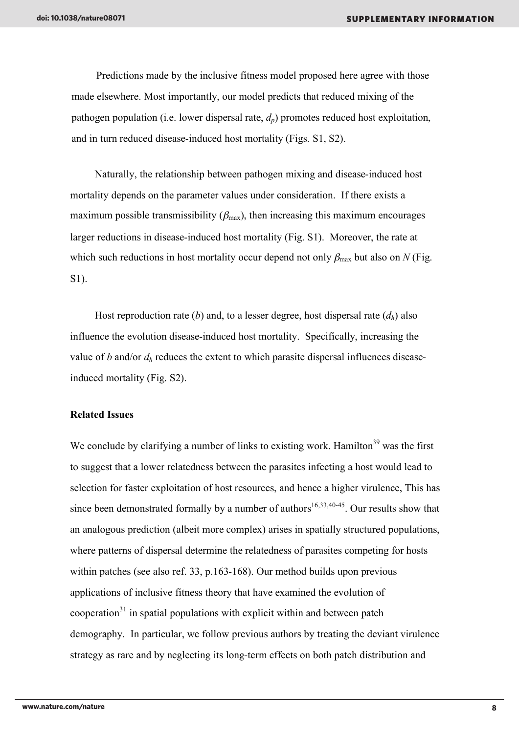Predictions made by the inclusive fitness model proposed here agree with those made elsewhere. Most importantly, our model predicts that reduced mixing of the pathogen population (i.e. lower dispersal rate, $d_p$) promotes reduced host exploitation, and in turn reduced disease-induced host mortality (Figs. S1, S2).

Naturally, the relationship between pathogen mixing and disease-induced host mortality depends on the parameter values under consideration. If there exists a maximum possible transmissibility ($\beta_{\max}$), then increasing this maximum encourages larger reductions in disease-induced host mortality (Fig. S1). Moreover, the rate at which such reductions in host mortality occur depend not only $\beta_{\max}$ but also on $N$ (Fig. S1).

Host reproduction rate ($b$) and, to a lesser degree, host dispersal rate ($d_h$) also influence the evolution disease-induced host mortality. Specifically, increasing the value of $b$ and/or $d_h$ reduces the extent to which parasite dispersal influences disease-induced mortality (Fig. S2).

**Related Issues**

We conclude by clarifying a number of links to existing work. Hamilton[39] was the first to suggest that a lower relatedness between the parasites infecting a host would lead to selection for faster exploitation of host resources, and hence a higher virulence, This has since been demonstrated formally by a number of authors[16,33,40-45]. Our results show that an analogous prediction (albeit more complex) arises in spatially structured populations, where patterns of dispersal determine the relatedness of parasites competing for hosts within patches (see also ref. 33, p.163-168). Our method builds upon previous applications of inclusive fitness theory that have examined the evolution of cooperation[31] in spatial populations with explicit within and between patch demography. In particular, we follow previous authors by treating the deviant virulence strategy as rare and by neglecting its long-term effects on both patch distribution and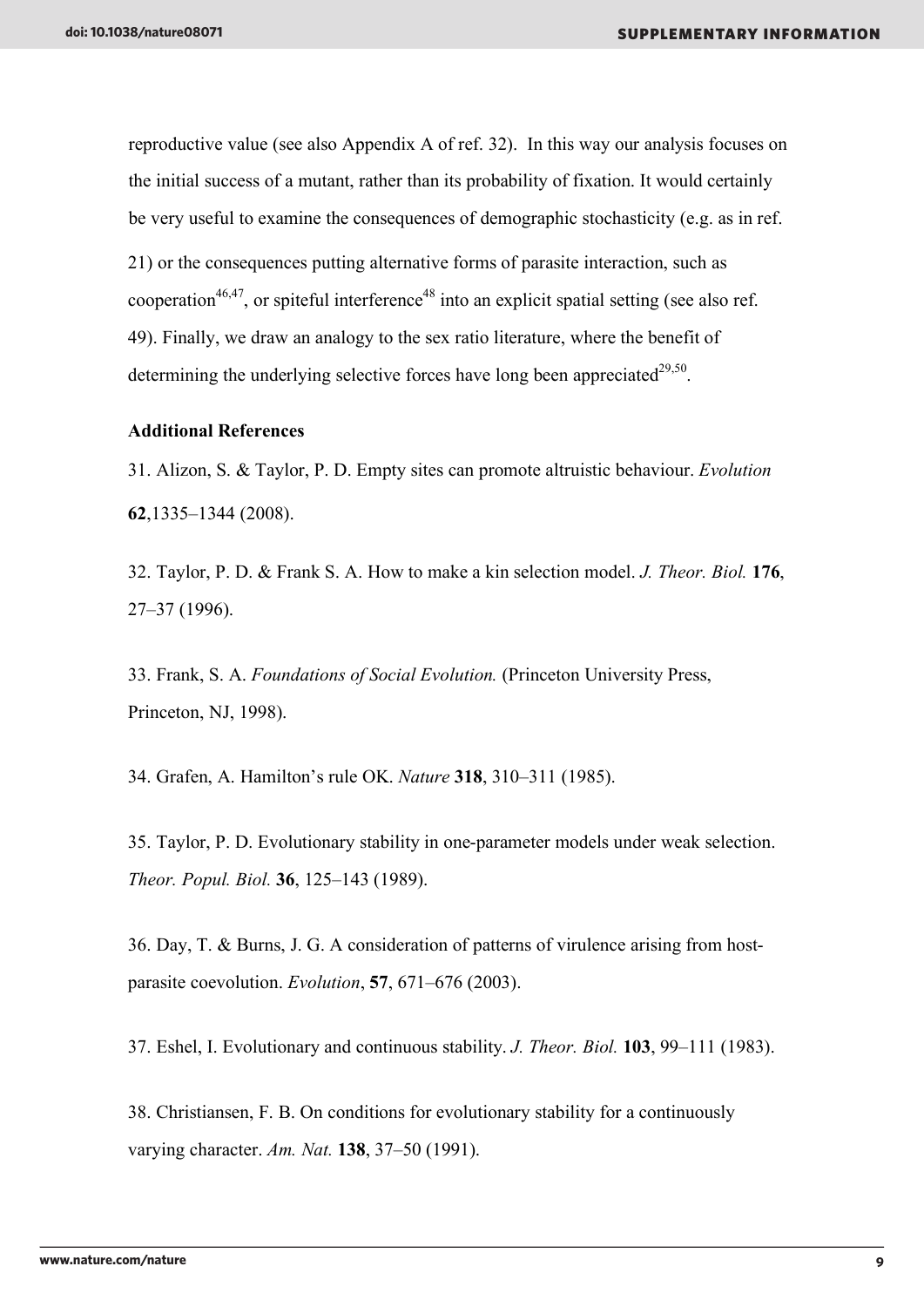reproductive value (see also Appendix A of ref. 32). In this way our analysis focuses on the initial success of a mutant, rather than its probability of fixation. It would certainly be very useful to examine the consequences of demographic stochasticity (e.g. as in ref. 21) or the consequences putting alternative forms of parasite interaction, such as cooperation[46,47], or spiteful interference[48] into an explicit spatial setting (see also ref. 49). Finally, we draw an analogy to the sex ratio literature, where the benefit of determining the underlying selective forces have long been appreciated[29,50].

**Additional References**

31. Alizon, S. & Taylor, P. D. Empty sites can promote altruistic behaviour. *Evolution* **62**,1335–1344 (2008).

32. Taylor, P. D. & Frank S. A. How to make a kin selection model. *J. Theor. Biol.* **176**, 27–37 (1996).

33. Frank, S. A. *Foundations of Social Evolution.* (Princeton University Press, Princeton, NJ, 1998).

34. Grafen, A. Hamilton's rule OK. *Nature* **318**, 310–311 (1985).

35. Taylor, P. D. Evolutionary stability in one-parameter models under weak selection. *Theor. Popul. Biol.* **36**, 125–143 (1989).

36. Day, T. & Burns, J. G. A consideration of patterns of virulence arising from host-parasite coevolution. *Evolution*, **57**, 671–676 (2003).

37. Eshel, I. Evolutionary and continuous stability. *J. Theor. Biol.* **103**, 99–111 (1983).

38. Christiansen, F. B. On conditions for evolutionary stability for a continuously varying character. *Am. Nat.* **138**, 37–50 (1991).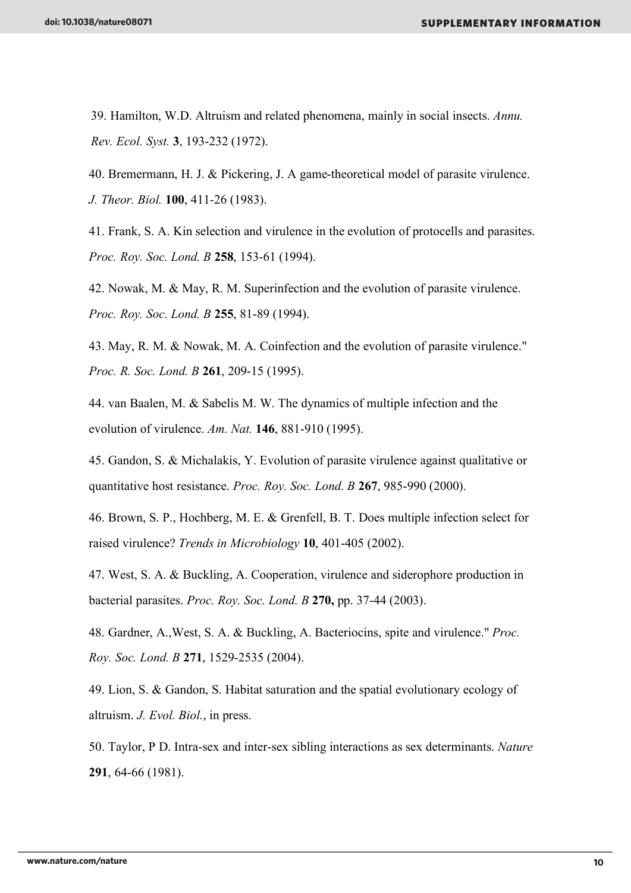39. Hamilton, W.D. Altruism and related phenomena, mainly in social insects. *Annu. Rev. Ecol. Syst.* **3**, 193-232 (1972).

40. Bremermann, H. J. & Pickering, J. A game-theoretical model of parasite virulence. *J. Theor. Biol.* **100**, 411-26 (1983).

41. Frank, S. A. Kin selection and virulence in the evolution of protocells and parasites. *Proc. Roy. Soc. Lond. B* **258**, 153-61 (1994).

42. Nowak, M. & May, R. M. Superinfection and the evolution of parasite virulence. *Proc. Roy. Soc. Lond. B* **255**, 81-89 (1994).

43. May, R. M. & Nowak, M. A. Coinfection and the evolution of parasite virulence." *Proc. R. Soc. Lond. B* **261**, 209-15 (1995).

44. van Baalen, M. & Sabelis M. W. The dynamics of multiple infection and the evolution of virulence. *Am. Nat.* **146**, 881-910 (1995).

45. Gandon, S. & Michalakis, Y. Evolution of parasite virulence against qualitative or quantitative host resistance. *Proc. Roy. Soc. Lond. B* **267**, 985-990 (2000).

46. Brown, S. P., Hochberg, M. E. & Grenfell, B. T. Does multiple infection select for raised virulence? *Trends in Microbiology* **10**, 401-405 (2002).

47. West, S. A. & Buckling, A. Cooperation, virulence and siderophore production in bacterial parasites. *Proc. Roy. Soc. Lond. B* **270,** pp. 37-44 (2003).

48. Gardner, A.,West, S. A. & Buckling, A. Bacteriocins, spite and virulence." *Proc. Roy. Soc. Lond. B* **271**, 1529-2535 (2004).

49. Lion, S. & Gandon, S. Habitat saturation and the spatial evolutionary ecology of altruism. *J. Evol. Biol.*, in press.

50. Taylor, P D. Intra-sex and inter-sex sibling interactions as sex determinants. *Nature* **291**, 64-66 (1981).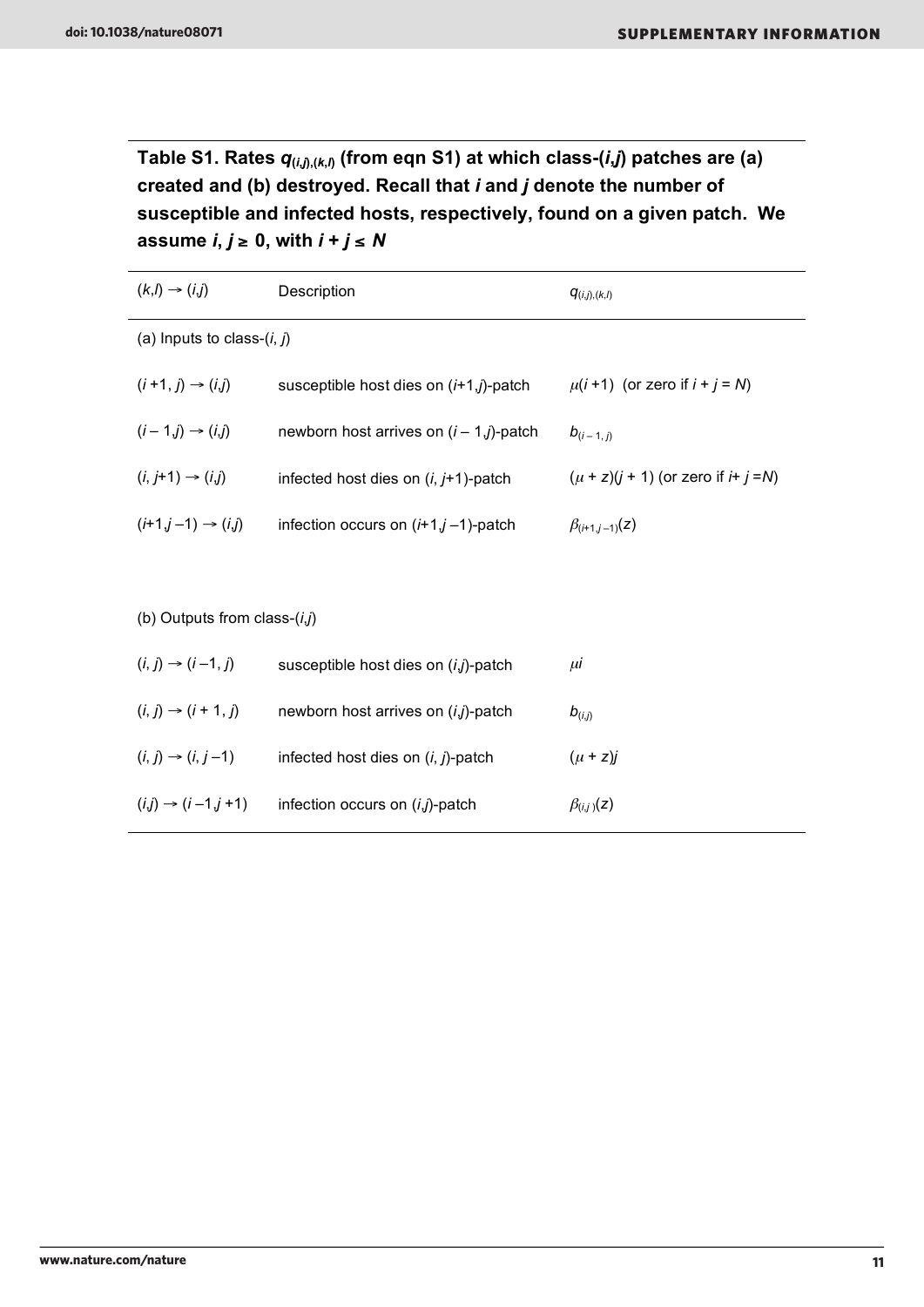**Table S1. Rates $q_{(i,j),(k,l)}$ (from eqn S1) at which class-($i,j$) patches are (a) created and (b) destroyed. Recall that $i$ and $j$ denote the number of susceptible and infected hosts, respectively, found on a given patch. We assume $i, j \geq 0$, with $i + j \leq N$**

| $(k,l) \rightarrow (i,j)$ | Description | $q_{(i,j),(k,l)}$ |
|---|---|---|
| (a) Inputs to class-($i$, $j$) | | |
| $(i+1, j) \rightarrow (i,j)$ | susceptible host dies on ($i$+1,$j$)-patch | $\mu(i+1)$ (or zero if $i + j = N$) |
| $(i-1,j) \rightarrow (i,j)$ | newborn host arrives on ($i$ – 1,$j$)-patch | $b_{(i-1,j)}$ |
| $(i, j+1) \rightarrow (i,j)$ | infected host dies on ($i$, $j$+1)-patch | $(\mu + z)(j+1)$ (or zero if $i + j = N$) |
| $(i+1, j-1) \rightarrow (i,j)$ | infection occurs on ($i$+1,$j$ –1)-patch | $\beta_{(i+1,j-1)}(z)$ |
| (b) Outputs from class-($i$,$j$) | | |
| $(i, j) \rightarrow (i-1, j)$ | susceptible host dies on ($i$,$j$)-patch | $\mu i$ |
| $(i, j) \rightarrow (i+1, j)$ | newborn host arrives on ($i$,$j$)-patch | $b_{(i,j)}$ |
| $(i, j) \rightarrow (i, j-1)$ | infected host dies on ($i$, $j$)-patch | $(\mu + z)j$ |
| $(i,j) \rightarrow (i-1, j+1)$ | infection occurs on ($i$,$j$)-patch | $\beta_{(i,j)}(z)$ |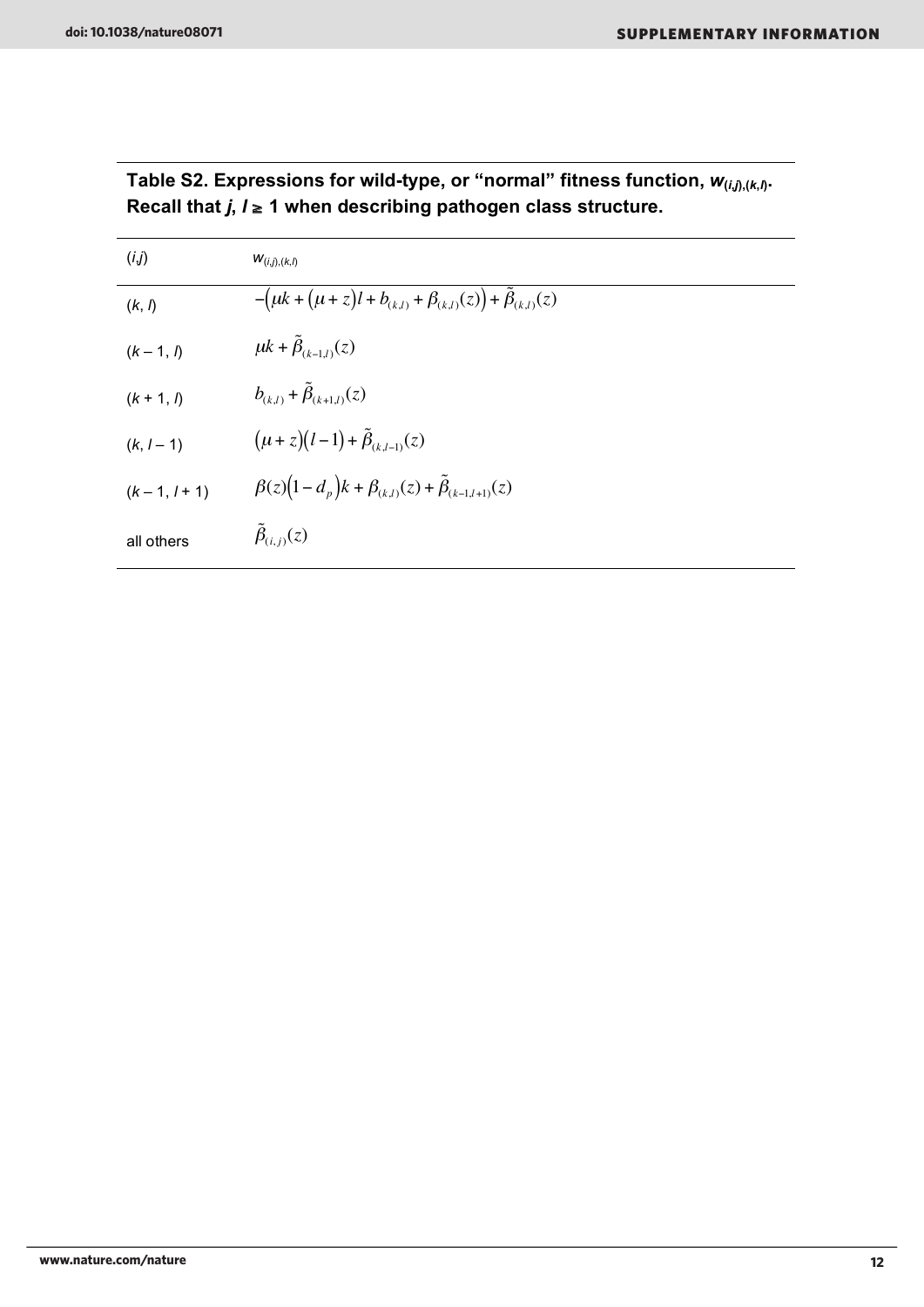**Table S2. Expressions for wild-type, or "normal" fitness function, $w_{(i,j),(k,l)}$. Recall that $j$, $l \geq 1$ when describing pathogen class structure.**

| $(i,j)$ | $w_{(i,j),(k,l)}$ |
|---|---|
| $(k, l)$ | $-\left(\mu k + (\mu + z)l + b_{(k,l)} + \beta_{(k,l)}(z)\right) + \tilde{\beta}_{(k,l)}(z)$ |
| $(k-1, l)$ | $\mu k + \tilde{\beta}_{(k-1,l)}(z)$ |
| $(k+1, l)$ | $b_{(k,l)} + \tilde{\beta}_{(k+1,l)}(z)$ |
| $(k, l-1)$ | $(\mu + z)(l-1) + \tilde{\beta}_{(k,l-1)}(z)$ |
| $(k-1, l+1)$ | $\beta(z)\left(1 - d_p\right)k + \beta_{(k,l)}(z) + \tilde{\beta}_{(k-1,l+1)}(z)$ |
| all others | $\tilde{\beta}_{(i,j)}(z)$ |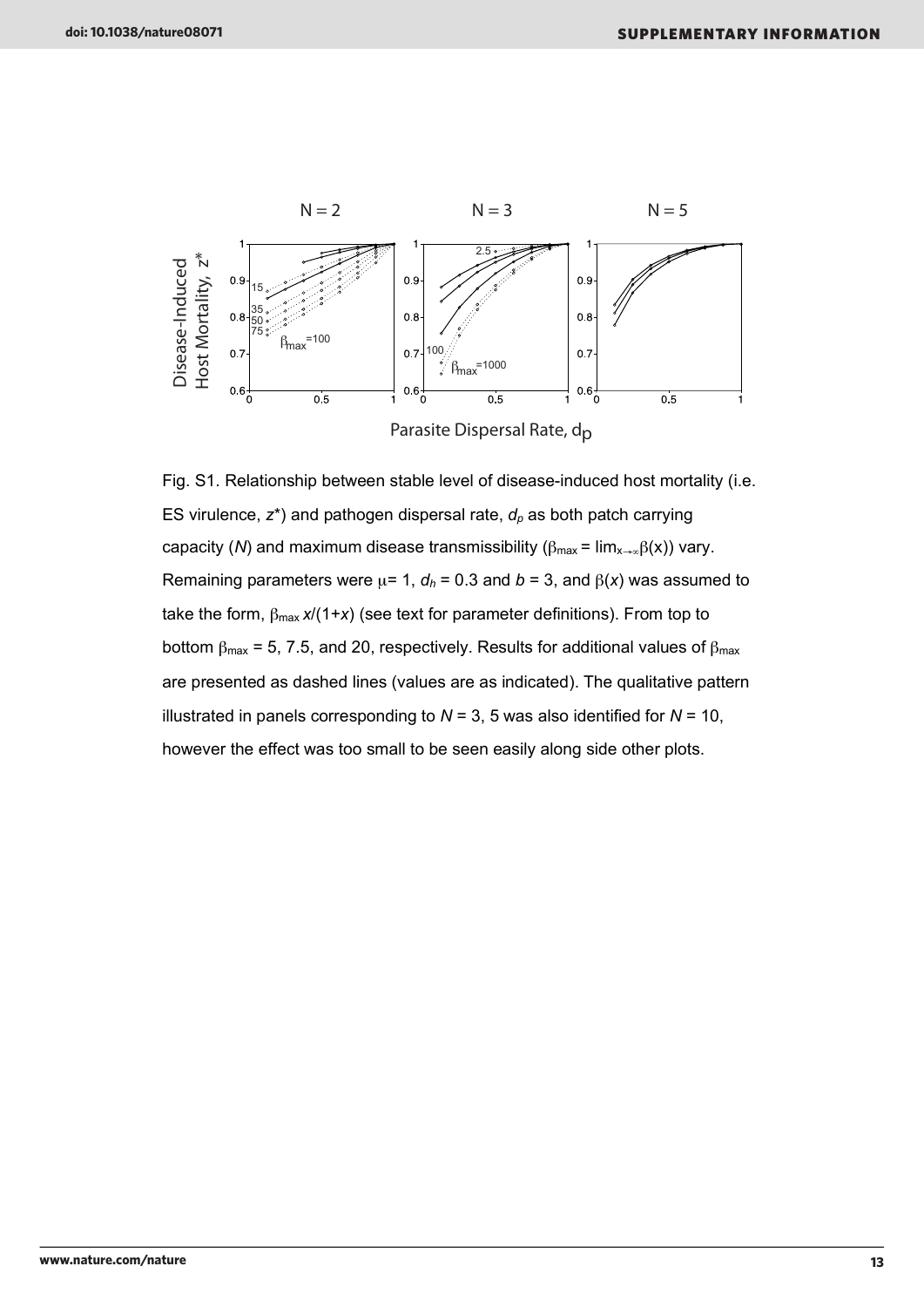Fig. S1. Relationship between stable level of disease-induced host mortality (i.e. ES virulence, $z^*$) and pathogen dispersal rate, $d_p$ as both patch carrying capacity ($N$) and maximum disease transmissibility ($\beta_{max} = \lim_{x\to\infty}\beta(x)$) vary. Remaining parameters were $\mu = 1$, $d_h = 0.3$ and $b = 3$, and $\beta(x)$ was assumed to take the form, $\beta_{max}\, x/(1+x)$ (see text for parameter definitions). From top to bottom $\beta_{max} = 5$, 7.5, and 20, respectively. Results for additional values of $\beta_{max}$ are presented as dashed lines (values are as indicated). The qualitative pattern illustrated in panels corresponding to $N = 3$, 5 was also identified for $N = 10$, however the effect was too small to be seen easily along side other plots.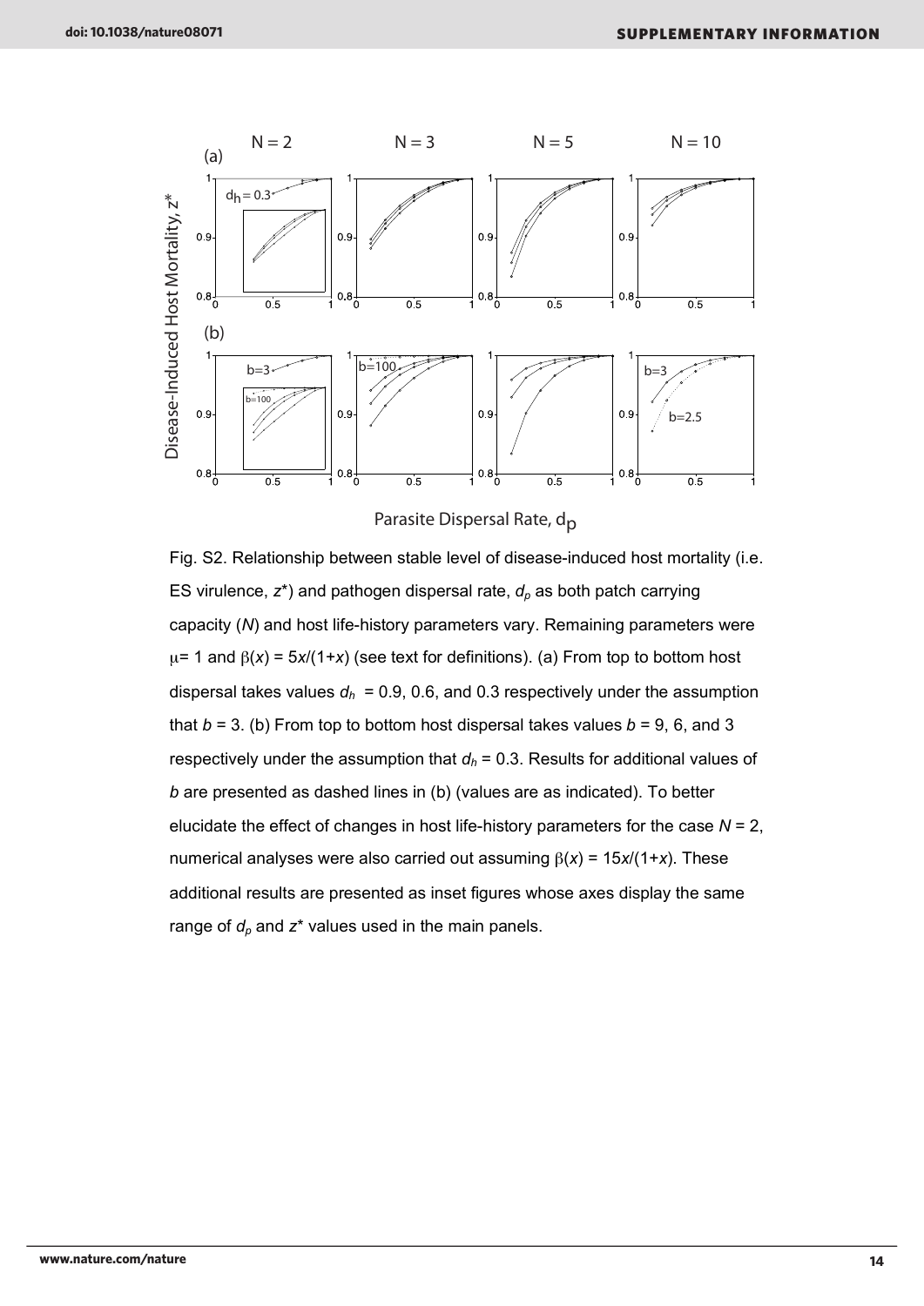(a)

N = 2

N = 3

N = 5

N = 10

Disease-Induced Host Mortality, $z^*$

$d_h = 0.3$

1

0.9

0.8

0

0.5

1

(b)

b=3

b=100

b=100

b=3

b=2.5

Parasite Dispersal Rate, $d_p$

Fig. S2. Relationship between stable level of disease-induced host mortality (i.e. ES virulence, $z^*$) and pathogen dispersal rate, $d_p$ as both patch carrying capacity ($N$) and host life-history parameters vary. Remaining parameters were $\mu = 1$ and $\beta(x) = 5x/(1+x)$ (see text for definitions). (a) From top to bottom host dispersal takes values $d_h = 0.9$, 0.6, and 0.3 respectively under the assumption that $b = 3$. (b) From top to bottom host dispersal takes values $b = 9$, 6, and 3 respectively under the assumption that $d_h = 0.3$. Results for additional values of $b$ are presented as dashed lines in (b) (values are as indicated). To better elucidate the effect of changes in host life-history parameters for the case $N = 2$, numerical analyses were also carried out assuming $\beta(x) = 15x/(1+x)$. These additional results are presented as inset figures whose axes display the same range of $d_p$ and $z^*$ values used in the main panels.